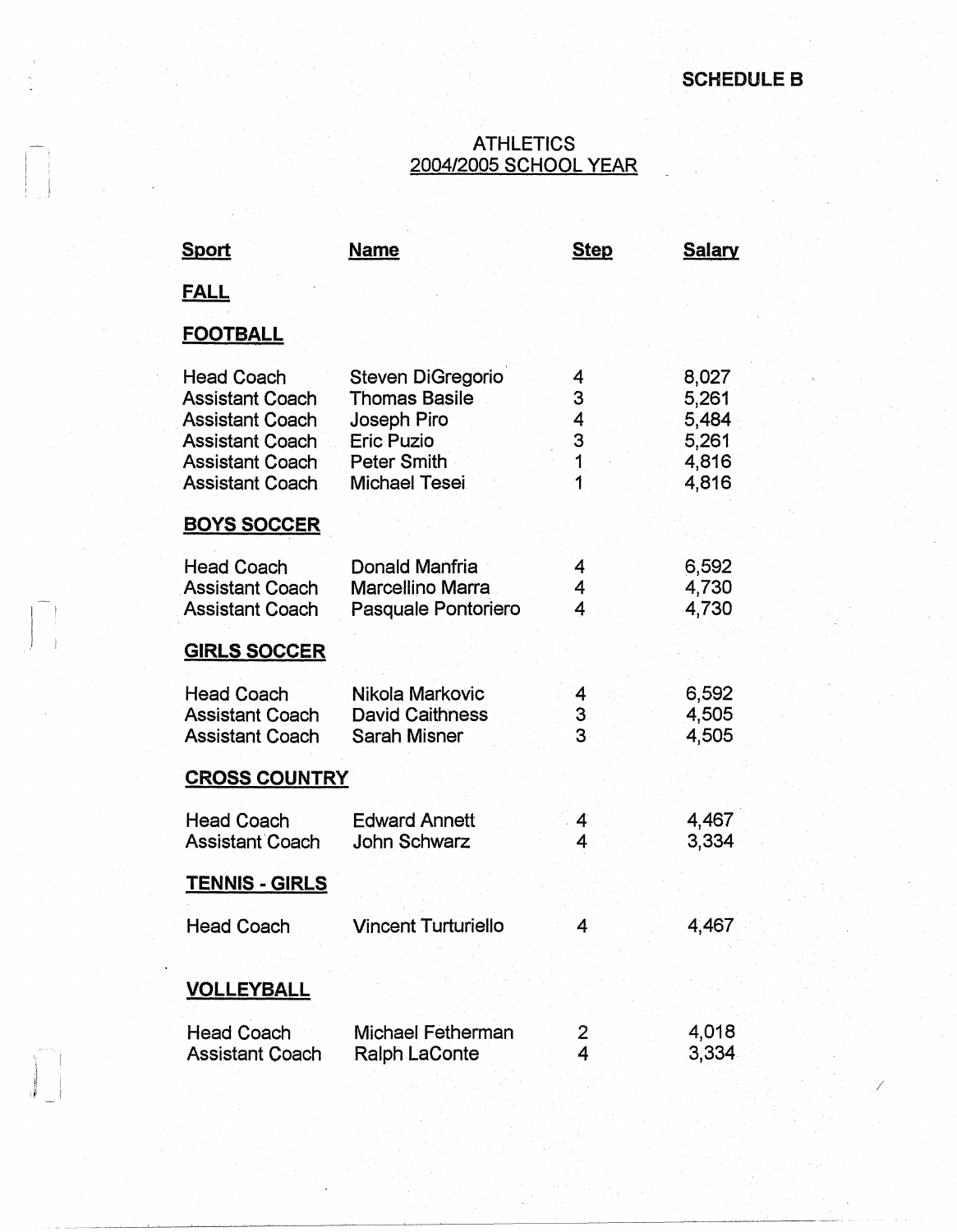**SCHEDULE B**

# ATHLETICS
## 2004/2005 SCHOOL YEAR

| Sport | Name | Step | Salary |
|---|---|---|---|
| **FALL** | | | |
| **FOOTBALL** | | | |
| Head Coach | Steven DiGregorio | 4 | 8,027 |
| Assistant Coach | Thomas Basile | 3 | 5,261 |
| Assistant Coach | Joseph Piro | 4 | 5,484 |
| Assistant Coach | Eric Puzio | 3 | 5,261 |
| Assistant Coach | Peter Smith | 1 | 4,816 |
| Assistant Coach | Michael Tesei | 1 | 4,816 |
| **BOYS SOCCER** | | | |
| Head Coach | Donald Manfria | 4 | 6,592 |
| Assistant Coach | Marcellino Marra | 4 | 4,730 |
| Assistant Coach | Pasquale Pontoriero | 4 | 4,730 |
| **GIRLS SOCCER** | | | |
| Head Coach | Nikola Markovic | 4 | 6,592 |
| Assistant Coach | David Caithness | 3 | 4,505 |
| Assistant Coach | Sarah Misner | 3 | 4,505 |
| **CROSS COUNTRY** | | | |
| Head Coach | Edward Annett | 4 | 4,467 |
| Assistant Coach | John Schwarz | 4 | 3,334 |
| **TENNIS - GIRLS** | | | |
| Head Coach | Vincent Turturiello | 4 | 4,467 |
| **VOLLEYBALL** | | | |
| Head Coach | Michael Fetherman | 2 | 4,018 |
| Assistant Coach | Ralph LaConte | 4 | 3,334 |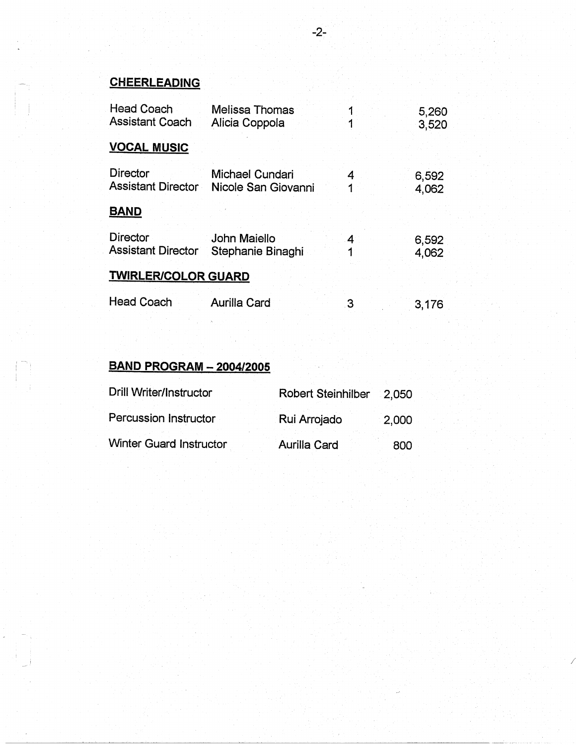**CHEERLEADING**

| | | | |
|---|---|---|---|
| Head Coach | Melissa Thomas | 1 | 5,260 |
| Assistant Coach | Alicia Coppola | 1 | 3,520 |

**VOCAL MUSIC**

| | | | |
|---|---|---|---|
| Director | Michael Cundari | 4 | 6,592 |
| Assistant Director | Nicole San Giovanni | 1 | 4,062 |

**BAND**

| | | | |
|---|---|---|---|
| Director | John Maiello | 4 | 6,592 |
| Assistant Director | Stephanie Binaghi | 1 | 4,062 |

**TWIRLER/COLOR GUARD**

| | | | |
|---|---|---|---|
| Head Coach | Aurilla Card | 3 | 3,176 |

**BAND PROGRAM – 2004/2005**

| | | |
|---|---|---|
| Drill Writer/Instructor | Robert Steinhilber | 2,050 |
| Percussion Instructor | Rui Arrojado | 2,000 |
| Winter Guard Instructor | Aurilla Card | 800 |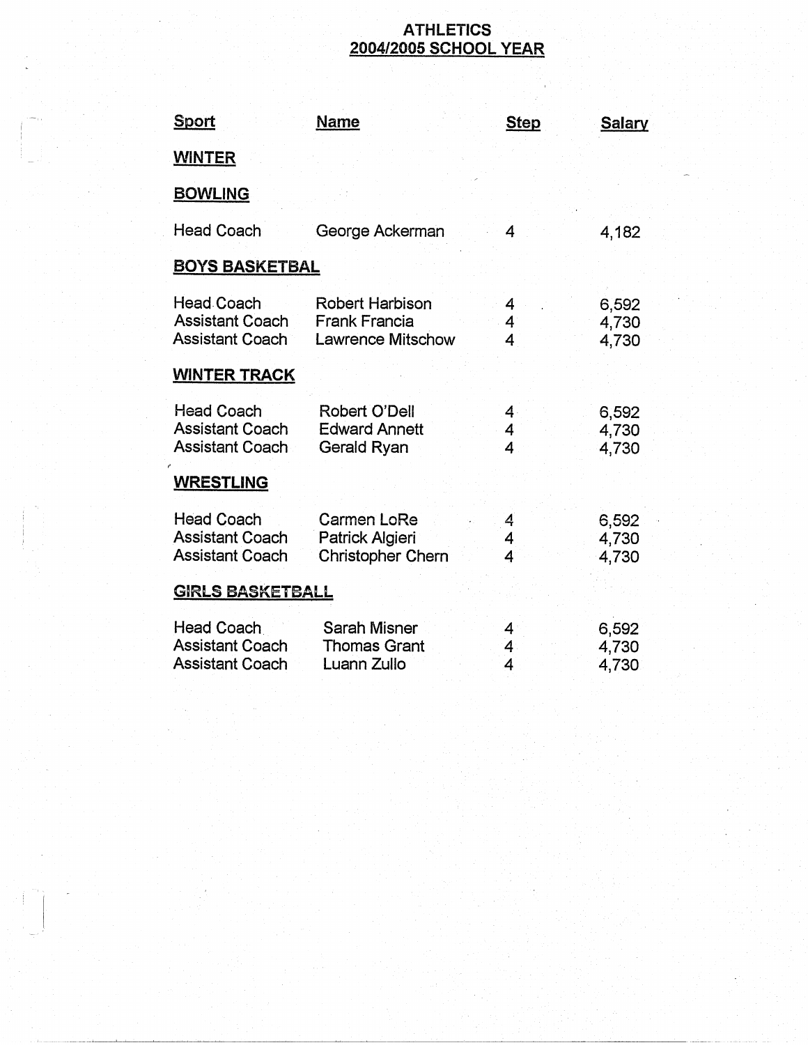# ATHLETICS
## 2004/2005 SCHOOL YEAR

| Sport | Name | Step | Salary |
|---|---|---|---|
| **WINTER** | | | |
| **BOWLING** | | | |
| Head Coach | George Ackerman | 4 | 4,182 |
| **BOYS BASKETBAL** | | | |
| Head Coach | Robert Harbison | 4 | 6,592 |
| Assistant Coach | Frank Francia | 4 | 4,730 |
| Assistant Coach | Lawrence Mitschow | 4 | 4,730 |
| **WINTER TRACK** | | | |
| Head Coach | Robert O'Dell | 4 | 6,592 |
| Assistant Coach | Edward Annett | 4 | 4,730 |
| Assistant Coach | Gerald Ryan | 4 | 4,730 |
| **WRESTLING** | | | |
| Head Coach | Carmen LoRe | 4 | 6,592 |
| Assistant Coach | Patrick Algieri | 4 | 4,730 |
| Assistant Coach | Christopher Chern | 4 | 4,730 |
| **GIRLS BASKETBALL** | | | |
| Head Coach | Sarah Misner | 4 | 6,592 |
| Assistant Coach | Thomas Grant | 4 | 4,730 |
| Assistant Coach | Luann Zullo | 4 | 4,730 |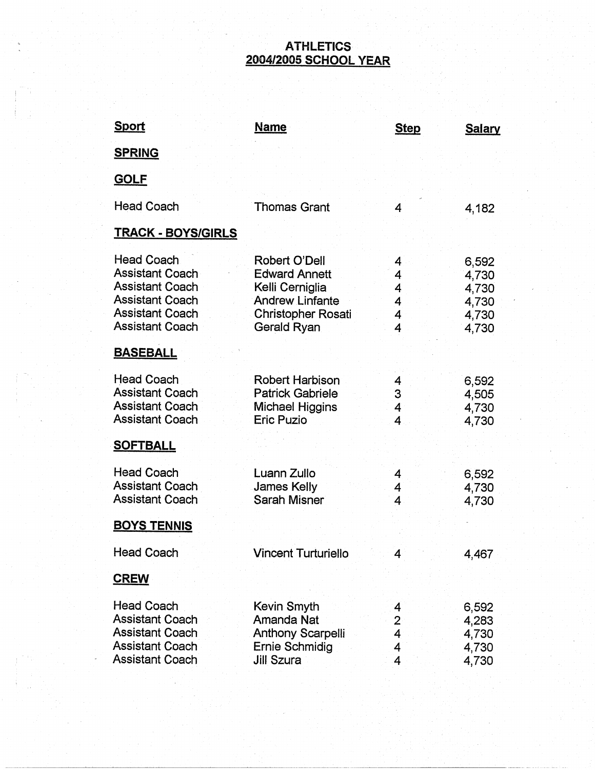# ATHLETICS
## 2004/2005 SCHOOL YEAR

| Sport | Name | Step | Salary |
|---|---|---|---|
| **SPRING** | | | |
| **GOLF** | | | |
| Head Coach | Thomas Grant | 4 | 4,182 |
| **TRACK - BOYS/GIRLS** | | | |
| Head Coach | Robert O'Dell | 4 | 6,592 |
| Assistant Coach | Edward Annett | 4 | 4,730 |
| Assistant Coach | Kelli Cerniglia | 4 | 4,730 |
| Assistant Coach | Andrew Linfante | 4 | 4,730 |
| Assistant Coach | Christopher Rosati | 4 | 4,730 |
| Assistant Coach | Gerald Ryan | 4 | 4,730 |
| **BASEBALL** | | | |
| Head Coach | Robert Harbison | 4 | 6,592 |
| Assistant Coach | Patrick Gabriele | 3 | 4,505 |
| Assistant Coach | Michael Higgins | 4 | 4,730 |
| Assistant Coach | Eric Puzio | 4 | 4,730 |
| **SOFTBALL** | | | |
| Head Coach | Luann Zullo | 4 | 6,592 |
| Assistant Coach | James Kelly | 4 | 4,730 |
| Assistant Coach | Sarah Misner | 4 | 4,730 |
| **BOYS TENNIS** | | | |
| Head Coach | Vincent Turturiello | 4 | 4,467 |
| **CREW** | | | |
| Head Coach | Kevin Smyth | 4 | 6,592 |
| Assistant Coach | Amanda Nat | 2 | 4,283 |
| Assistant Coach | Anthony Scarpelli | 4 | 4,730 |
| Assistant Coach | Ernie Schmidig | 4 | 4,730 |
| Assistant Coach | Jill Szura | 4 | 4,730 |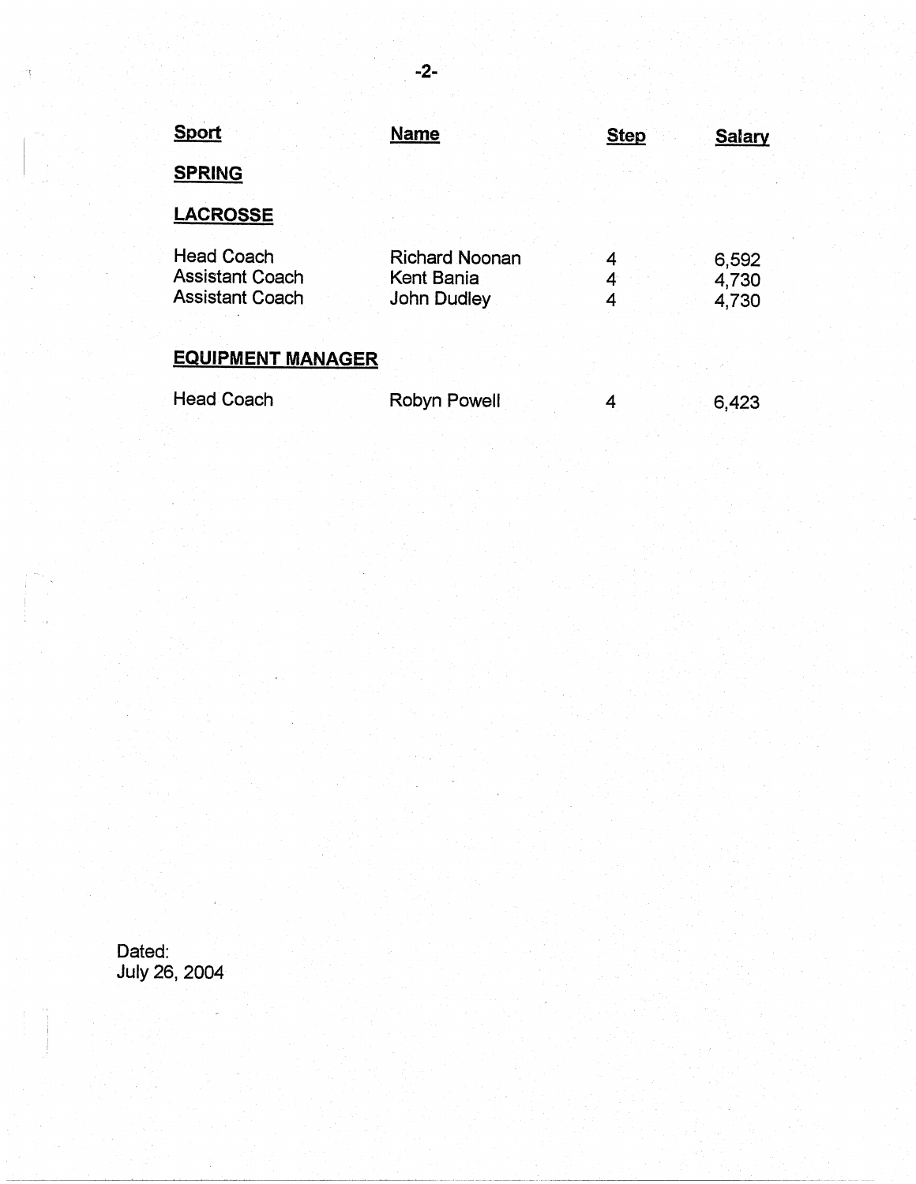| Sport | Name | Step | Salary |
|---|---|---|---|
| **SPRING** | | | |
| **LACROSSE** | | | |
| Head Coach | Richard Noonan | 4 | 6,592 |
| Assistant Coach | Kent Bania | 4 | 4,730 |
| Assistant Coach | John Dudley | 4 | 4,730 |
| **EQUIPMENT MANAGER** | | | |
| Head Coach | Robyn Powell | 4 | 6,423 |

Dated:
July 26, 2004